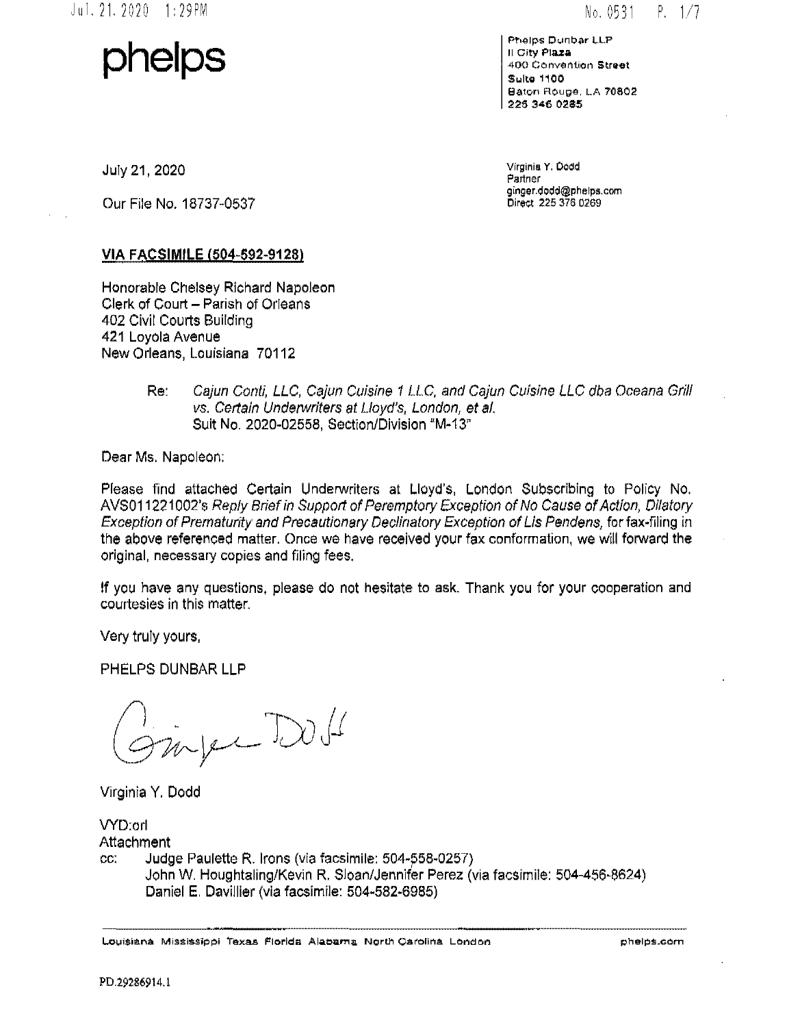**phelps**

Phelps Dunbar LLP
II City Plaza
400 Convention Street
Suite 1100
Baton Rouge, LA 70802
225 346 0285

July 21, 2020

Our File No. 18737-0537

Virginia Y. Dodd
Partner
ginger.dodd@phelps.com
Direct 225 376 0269

**VIA FACSIMILE (504-592-9128)**

Honorable Chelsey Richard Napoleon
Clerk of Court – Parish of Orleans
402 Civil Courts Building
421 Loyola Avenue
New Orleans, Louisiana 70112

Re: *Cajun Conti, LLC, Cajun Cuisine 1 LLC, and Cajun Cuisine LLC dba Oceana Grill vs. Certain Underwriters at Lloyd's, London, et al.*
Suit No. 2020-02558, Section/Division "M-13"

Dear Ms. Napoleon:

Please find attached Certain Underwriters at Lloyd's, London Subscribing to Policy No. AVS011221002's *Reply Brief in Support of Peremptory Exception of No Cause of Action, Dilatory Exception of Prematurity and Precautionary Declinatory Exception of Lis Pendens*, for fax-filing in the above referenced matter. Once we have received your fax conformation, we will forward the original, necessary copies and filing fees.

If you have any questions, please do not hesitate to ask. Thank you for your cooperation and courtesies in this matter.

Very truly yours,

PHELPS DUNBAR LLP

Virginia Y. Dodd

VYD:orl
Attachment
cc: Judge Paulette R. Irons (via facsimile: 504-558-0257)
John W. Houghtaling/Kevin R. Sloan/Jennifer Perez (via facsimile: 504-456-8624)
Daniel E. Davillier (via facsimile: 504-582-6985)

Louisiana Mississippi Texas Florida Alabama North Carolina London phelps.com

PD.29286914.1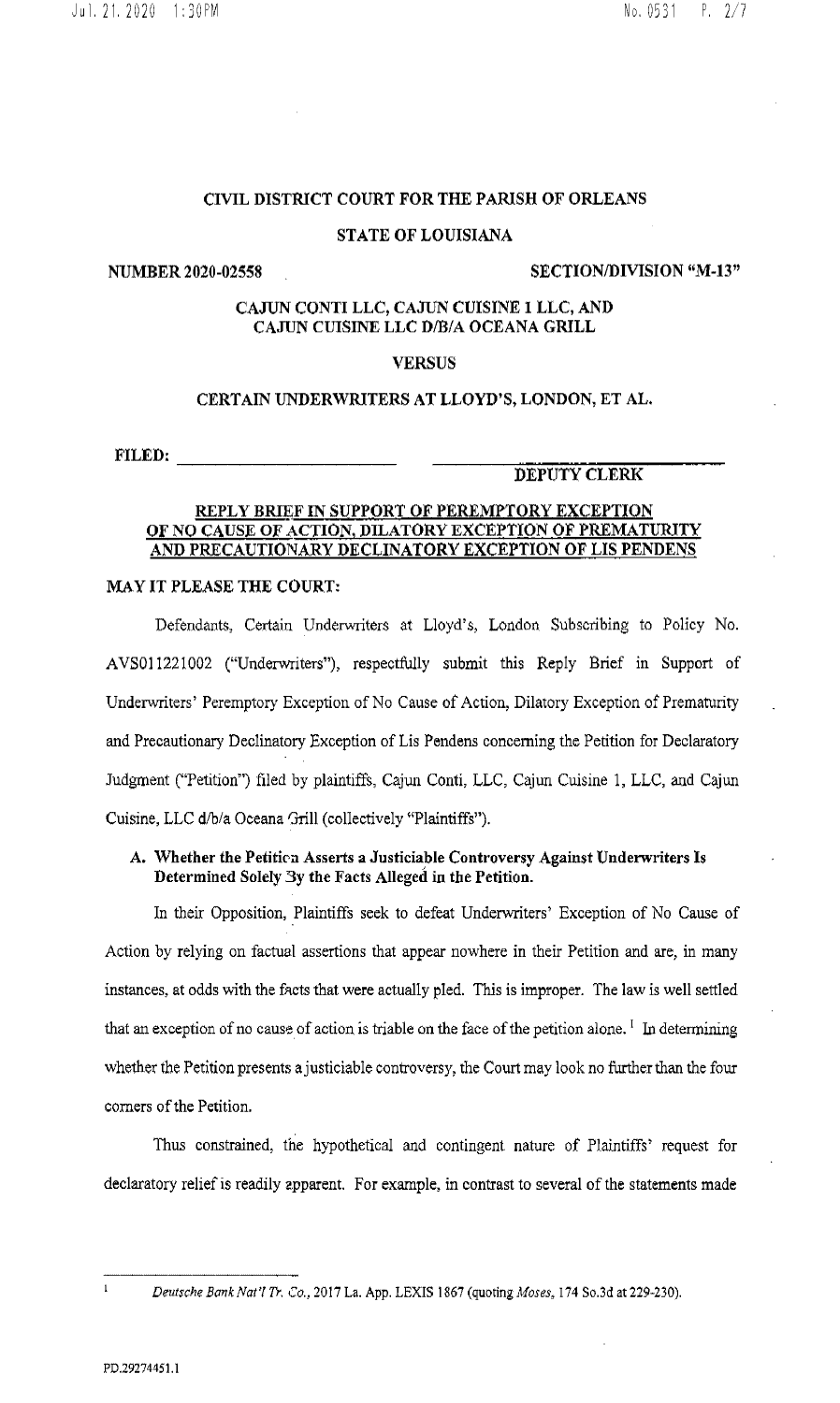CIVIL DISTRICT COURT FOR THE PARISH OF ORLEANS

STATE OF LOUISIANA

NUMBER 2020-02558 SECTION/DIVISION "M-13"

CAJUN CONTI LLC, CAJUN CUISINE 1 LLC, AND CAJUN CUISINE LLC D/B/A OCEANA GRILL

VERSUS

CERTAIN UNDERWRITERS AT LLOYD'S, LONDON, ET AL.

FILED: ____________________ ____________________
DEPUTY CLERK

**REPLY BRIEF IN SUPPORT OF PEREMPTORY EXCEPTION OF NO CAUSE OF ACTION, DILATORY EXCEPTION OF PREMATURITY AND PRECAUTIONARY DECLINATORY EXCEPTION OF LIS PENDENS**

**MAY IT PLEASE THE COURT:**

Defendants, Certain Underwriters at Lloyd's, London Subscribing to Policy No. AVS011221002 ("Underwriters"), respectfully submit this Reply Brief in Support of Underwriters' Peremptory Exception of No Cause of Action, Dilatory Exception of Prematurity and Precautionary Declinatory Exception of Lis Pendens concerning the Petition for Declaratory Judgment ("Petition") filed by plaintiffs, Cajun Conti, LLC, Cajun Cuisine 1, LLC, and Cajun Cuisine, LLC d/b/a Oceana Grill (collectively "Plaintiffs").

**A. Whether the Petition Asserts a Justiciable Controversy Against Underwriters Is Determined Solely By the Facts Alleged in the Petition.**

In their Opposition, Plaintiffs seek to defeat Underwriters' Exception of No Cause of Action by relying on factual assertions that appear nowhere in their Petition and are, in many instances, at odds with the facts that were actually pled. This is improper. The law is well settled that an exception of no cause of action is triable on the face of the petition alone.[1] In determining whether the Petition presents a justiciable controversy, the Court may look no further than the four corners of the Petition.

Thus constrained, the hypothetical and contingent nature of Plaintiffs' request for declaratory relief is readily apparent. For example, in contrast to several of the statements made

[1] *Deutsche Bank Nat'l Tr. Co.*, 2017 La. App. LEXIS 1867 (quoting *Moses*, 174 So.3d at 229-230).

PD.29274451.1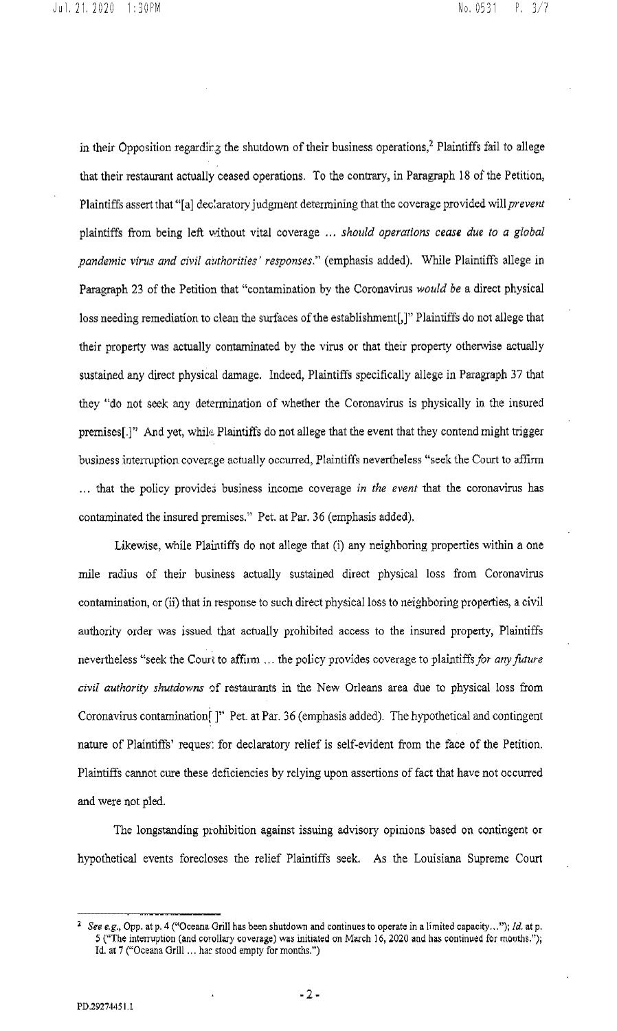in their Opposition regarding the shutdown of their business operations,[2] Plaintiffs fail to allege that their restaurant actually ceased operations. To the contrary, in Paragraph 18 of the Petition, Plaintiffs assert that "[a] declaratory judgment determining that the coverage provided will *prevent* plaintiffs from being left without vital coverage ... *should operations cease due to a global pandemic virus and civil authorities' responses.*" (emphasis added). While Plaintiffs allege in Paragraph 23 of the Petition that "contamination by the Coronavirus *would be* a direct physical loss needing remediation to clean the surfaces of the establishment[,]" Plaintiffs do not allege that their property was actually contaminated by the virus or that their property otherwise actually sustained any direct physical damage. Indeed, Plaintiffs specifically allege in Paragraph 37 that they "do not seek any determination of whether the Coronavirus is physically in the insured premises[.]" And yet, while Plaintiffs do not allege that the event that they contend might trigger business interruption coverage actually occurred, Plaintiffs nevertheless "seek the Court to affirm ... that the policy provides business income coverage *in the event* that the coronavirus has contaminated the insured premises." Pet. at Par. 36 (emphasis added).

Likewise, while Plaintiffs do not allege that (i) any neighboring properties within a one mile radius of their business actually sustained direct physical loss from Coronavirus contamination, or (ii) that in response to such direct physical loss to neighboring properties, a civil authority order was issued that actually prohibited access to the insured property, Plaintiffs nevertheless "seek the Court to affirm ... the policy provides coverage to plaintiffs *for any future civil authority shutdowns* of restaurants in the New Orleans area due to physical loss from Coronavirus contamination[ ]" Pet. at Par. 36 (emphasis added). The hypothetical and contingent nature of Plaintiffs' request for declaratory relief is self-evident from the face of the Petition. Plaintiffs cannot cure these deficiencies by relying upon assertions of fact that have not occurred and were not pled.

The longstanding prohibition against issuing advisory opinions based on contingent or hypothetical events forecloses the relief Plaintiffs seek. As the Louisiana Supreme Court

---

[2] *See e.g.*, Opp. at p. 4 ("Oceana Grill has been shutdown and continues to operate in a limited capacity..."); *Id.* at p. 5 ("The interruption (and corollary coverage) was initiated on March 16, 2020 and has continued for months."); Id. at 7 ("Oceana Grill ... has stood empty for months.")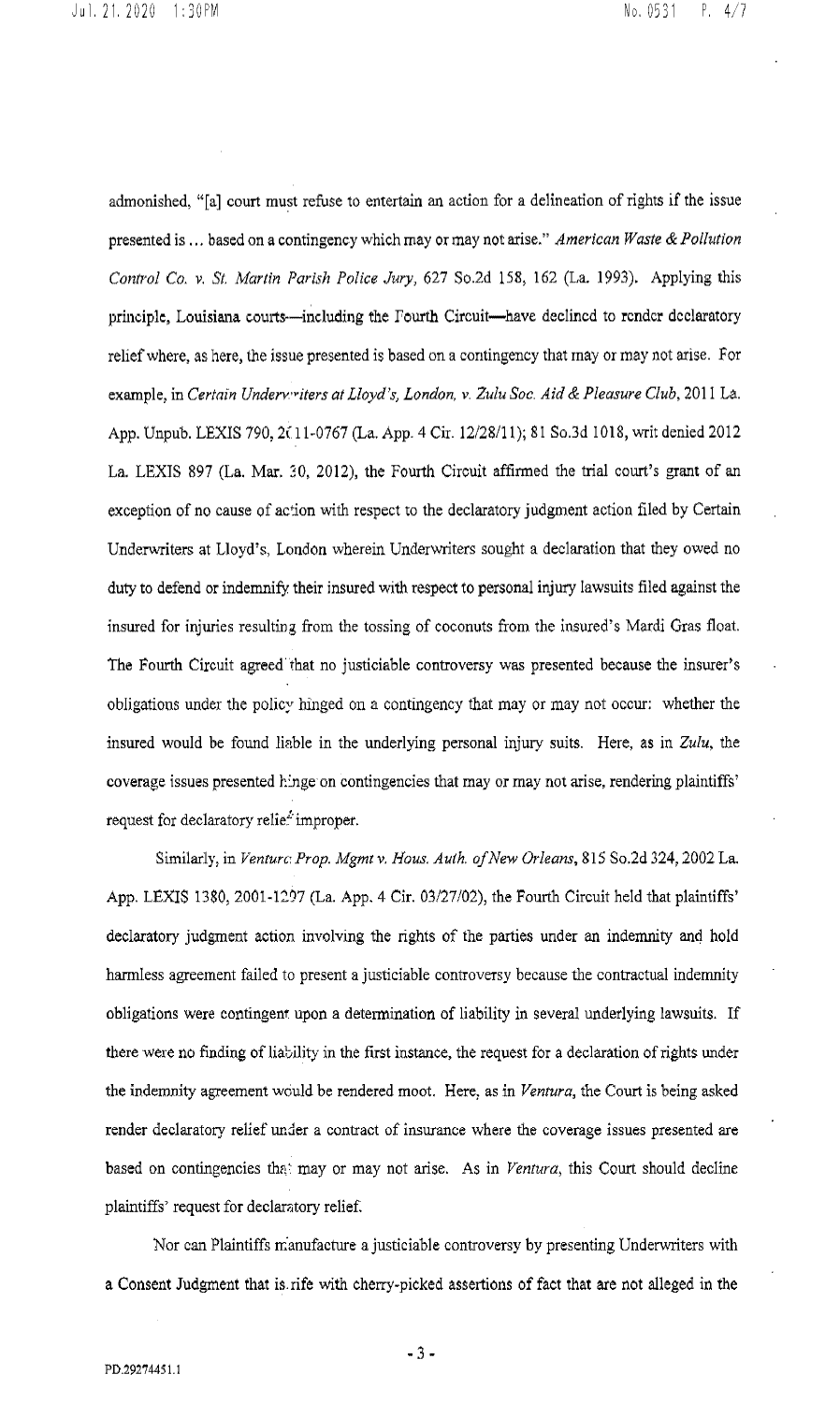admonished, "[a] court must refuse to entertain an action for a delineation of rights if the issue presented is ... based on a contingency which may or may not arise." *American Waste & Pollution Control Co. v. St. Martin Parish Police Jury*, 627 So.2d 158, 162 (La. 1993). Applying this principle, Louisiana courts—including the Fourth Circuit—have declined to render declaratory relief where, as here, the issue presented is based on a contingency that may or may not arise. For example, in *Certain Underwriters at Lloyd's, London, v. Zulu Soc. Aid & Pleasure Club*, 2011 La. App. Unpub. LEXIS 790, 2011-0767 (La. App. 4 Cir. 12/28/11); 81 So.3d 1018, writ denied 2012 La. LEXIS 897 (La. Mar. 30, 2012), the Fourth Circuit affirmed the trial court's grant of an exception of no cause of action with respect to the declaratory judgment action filed by Certain Underwriters at Lloyd's, London wherein Underwriters sought a declaration that they owed no duty to defend or indemnify their insured with respect to personal injury lawsuits filed against the insured for injuries resulting from the tossing of coconuts from the insured's Mardi Gras float. The Fourth Circuit agreed that no justiciable controversy was presented because the insurer's obligations under the policy hinged on a contingency that may or may not occur: whether the insured would be found liable in the underlying personal injury suits. Here, as in *Zulu*, the coverage issues presented hinge on contingencies that may or may not arise, rendering plaintiffs' request for declaratory relief improper.

Similarly, in *Ventura Prop. Mgmt v. Hous. Auth. of New Orleans*, 815 So.2d 324, 2002 La. App. LEXIS 1380, 2001-1297 (La. App. 4 Cir. 03/27/02), the Fourth Circuit held that plaintiffs' declaratory judgment action involving the rights of the parties under an indemnity and hold harmless agreement failed to present a justiciable controversy because the contractual indemnity obligations were contingent upon a determination of liability in several underlying lawsuits. If there were no finding of liability in the first instance, the request for a declaration of rights under the indemnity agreement would be rendered moot. Here, as in *Ventura*, the Court is being asked render declaratory relief under a contract of insurance where the coverage issues presented are based on contingencies that may or may not arise. As in *Ventura*, this Court should decline plaintiffs' request for declaratory relief.

Nor can Plaintiffs manufacture a justiciable controversy by presenting Underwriters with a Consent Judgment that is rife with cherry-picked assertions of fact that are not alleged in the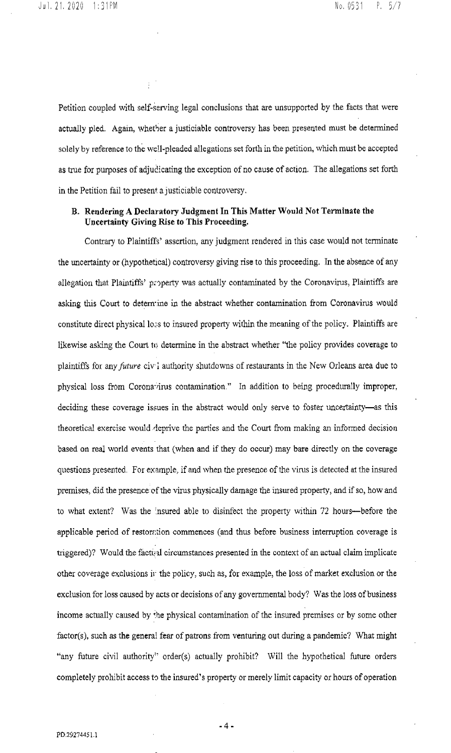Petition coupled with self-serving legal conclusions that are unsupported by the facts that were actually pled. Again, whether a justiciable controversy has been presented must be determined solely by reference to the well-pleaded allegations set forth in the petition, which must be accepted as true for purposes of adjudicating the exception of no cause of action. The allegations set forth in the Petition fail to present a justiciable controversy.

### B. Rendering A Declaratory Judgment In This Matter Would Not Terminate the Uncertainty Giving Rise to This Proceeding.

Contrary to Plaintiffs' assertion, any judgment rendered in this case would not terminate the uncertainty or (hypothetical) controversy giving rise to this proceeding. In the absence of any allegation that Plaintiffs' property was actually contaminated by the Coronavirus, Plaintiffs are asking this Court to determine in the abstract whether contamination from Coronavirus would constitute direct physical loss to insured property within the meaning of the policy. Plaintiffs are likewise asking the Court to determine in the abstract whether "the policy provides coverage to plaintiffs for any *future* civil authority shutdowns of restaurants in the New Orleans area due to physical loss from Coronavirus contamination." In addition to being procedurally improper, deciding these coverage issues in the abstract would only serve to foster uncertainty—as this theoretical exercise would deprive the parties and the Court from making an informed decision based on real world events that (when and if they do occur) may bare directly on the coverage questions presented. For example, if and when the presence of the virus is detected at the insured premises, did the presence of the virus physically damage the insured property, and if so, how and to what extent? Was the insured able to disinfect the property within 72 hours—before the applicable period of restoration commences (and thus before business interruption coverage is triggered)? Would the factual circumstances presented in the context of an actual claim implicate other coverage exclusions in the policy, such as, for example, the loss of market exclusion or the exclusion for loss caused by acts or decisions of any governmental body? Was the loss of business income actually caused by the physical contamination of the insured premises or by some other factor(s), such as the general fear of patrons from venturing out during a pandemic? What might "any future civil authority" order(s) actually prohibit? Will the hypothetical future orders completely prohibit access to the insured's property or merely limit capacity or hours of operation

PD.29274451.1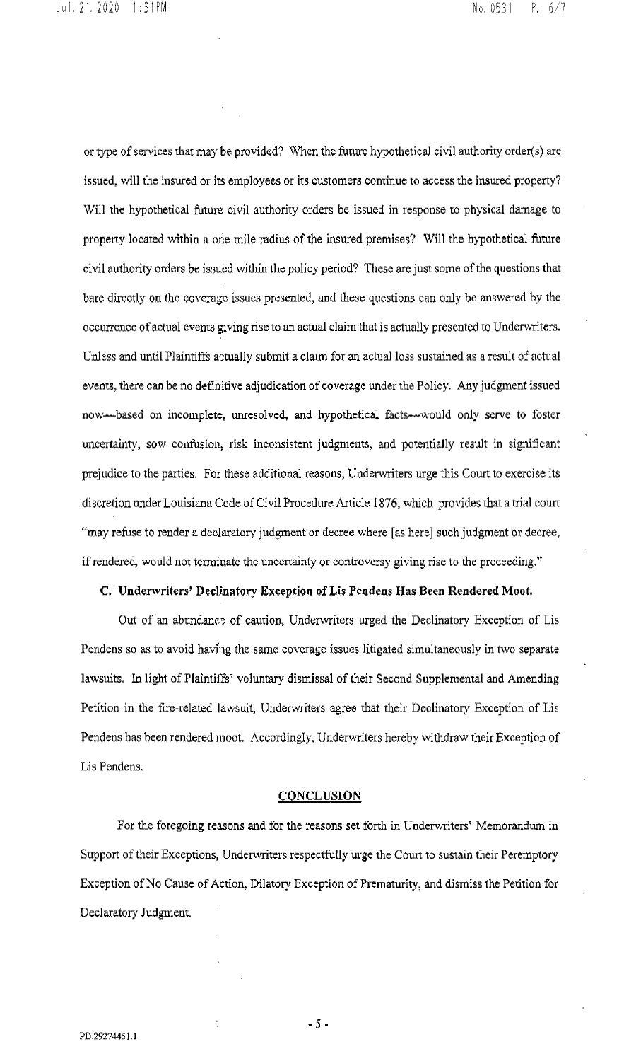or type of services that may be provided? When the future hypothetical civil authority order(s) are issued, will the insured or its employees or its customers continue to access the insured property? Will the hypothetical future civil authority orders be issued in response to physical damage to property located within a one mile radius of the insured premises? Will the hypothetical future civil authority orders be issued within the policy period? These are just some of the questions that bare directly on the coverage issues presented, and these questions can only be answered by the occurrence of actual events giving rise to an actual claim that is actually presented to Underwriters. Unless and until Plaintiffs actually submit a claim for an actual loss sustained as a result of actual events, there can be no definitive adjudication of coverage under the Policy. Any judgment issued now—based on incomplete, unresolved, and hypothetical facts—would only serve to foster uncertainty, sow confusion, risk inconsistent judgments, and potentially result in significant prejudice to the parties. For these additional reasons, Underwriters urge this Court to exercise its discretion under Louisiana Code of Civil Procedure Article 1876, which provides that a trial court "may refuse to render a declaratory judgment or decree where [as here] such judgment or decree, if rendered, would not terminate the uncertainty or controversy giving rise to the proceeding."

**C. Underwriters' Declinatory Exception of Lis Pendens Has Been Rendered Moot.**

Out of an abundance of caution, Underwriters urged the Declinatory Exception of Lis Pendens so as to avoid having the same coverage issues litigated simultaneously in two separate lawsuits. In light of Plaintiffs' voluntary dismissal of their Second Supplemental and Amending Petition in the fire-related lawsuit, Underwriters agree that their Declinatory Exception of Lis Pendens has been rendered moot. Accordingly, Underwriters hereby withdraw their Exception of Lis Pendens.

## CONCLUSION

For the foregoing reasons and for the reasons set forth in Underwriters' Memorandum in Support of their Exceptions, Underwriters respectfully urge the Court to sustain their Peremptory Exception of No Cause of Action, Dilatory Exception of Prematurity, and dismiss the Petition for Declaratory Judgment.

PD.29274451.1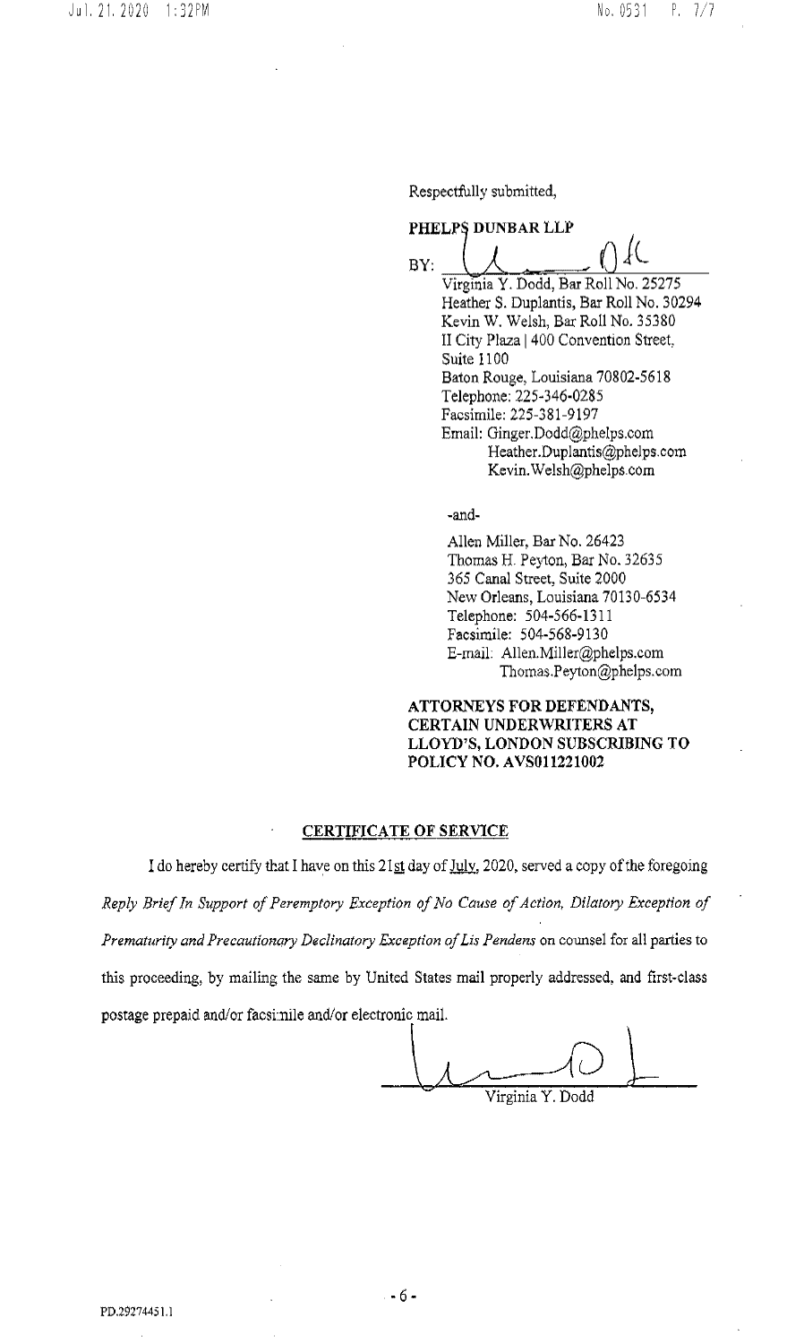Respectfully submitted,

**PHELPS DUNBAR LLP**

BY: ______________________________

Virginia Y. Dodd, Bar Roll No. 25275
Heather S. Duplantis, Bar Roll No. 30294
Kevin W. Welsh, Bar Roll No. 35380
II City Plaza | 400 Convention Street, Suite 1100
Baton Rouge, Louisiana 70802-5618
Telephone: 225-346-0285
Facsimile: 225-381-9197
Email: Ginger.Dodd@phelps.com
Heather.Duplantis@phelps.com
Kevin.Welsh@phelps.com

-and-

Allen Miller, Bar No. 26423
Thomas H. Peyton, Bar No. 32635
365 Canal Street, Suite 2000
New Orleans, Louisiana 70130-6534
Telephone: 504-566-1311
Facsimile: 504-568-9130
E-mail: Allen.Miller@phelps.com
Thomas.Peyton@phelps.com

**ATTORNEYS FOR DEFENDANTS, CERTAIN UNDERWRITERS AT LLOYD'S, LONDON SUBSCRIBING TO POLICY NO. AVS011221002**

**CERTIFICATE OF SERVICE**

I do hereby certify that I have on this 21st day of July, 2020, served a copy of the foregoing *Reply Brief In Support of Peremptory Exception of No Cause of Action, Dilatory Exception of Prematurity and Precautionary Declinatory Exception of Lis Pendens* on counsel for all parties to this proceeding, by mailing the same by United States mail properly addressed, and first-class postage prepaid and/or facsimile and/or electronic mail.

______________________________
Virginia Y. Dodd

PD.29274451.1